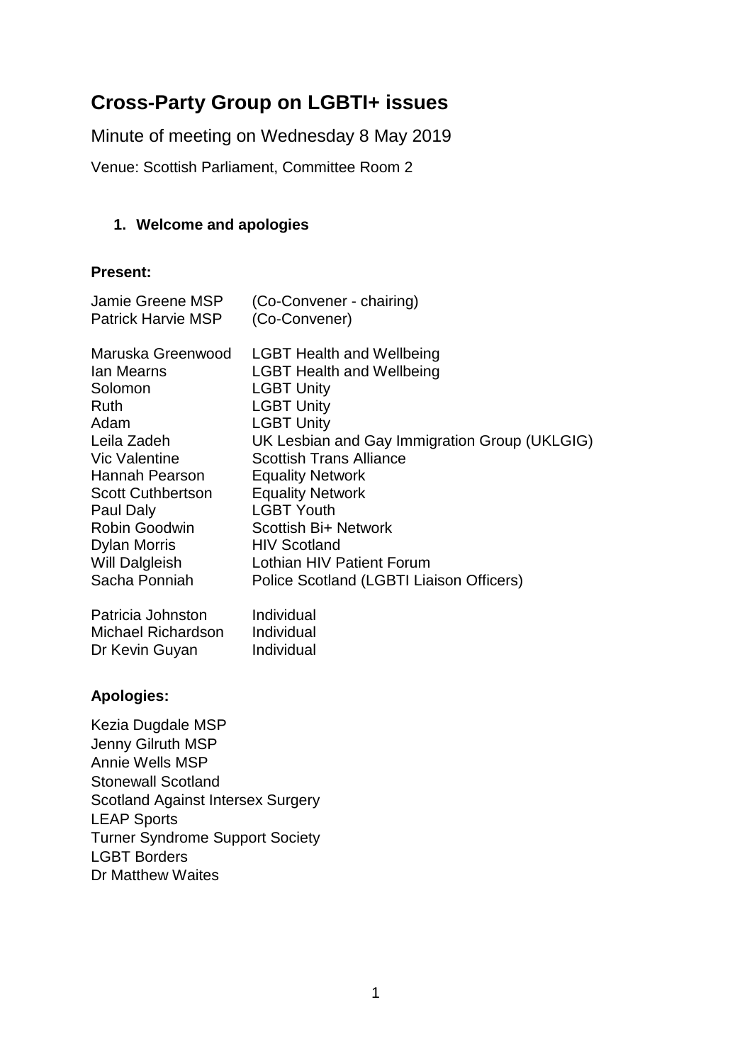# Cross-Party Group on LGBTI+ issues

## Minute of meeting on Wednesday 8 May 2019

Venue: Scottish Parliament, Committee Room 2

### 1. Welcome and apologies

**Present:**

| | |
|---|---|
| Jamie Greene MSP | (Co-Convener - chairing) |
| Patrick Harvie MSP | (Co-Convener) |
| | |
| Maruska Greenwood | LGBT Health and Wellbeing |
| Ian Mearns | LGBT Health and Wellbeing |
| Solomon | LGBT Unity |
| Ruth | LGBT Unity |
| Adam | LGBT Unity |
| Leila Zadeh | UK Lesbian and Gay Immigration Group (UKLGIG) |
| Vic Valentine | Scottish Trans Alliance |
| Hannah Pearson | Equality Network |
| Scott Cuthbertson | Equality Network |
| Paul Daly | LGBT Youth |
| Robin Goodwin | Scottish Bi+ Network |
| Dylan Morris | HIV Scotland |
| Will Dalgleish | Lothian HIV Patient Forum |
| Sacha Ponniah | Police Scotland (LGBTI Liaison Officers) |
| | |
| Patricia Johnston | Individual |
| Michael Richardson | Individual |
| Dr Kevin Guyan | Individual |

**Apologies:**

Kezia Dugdale MSP
Jenny Gilruth MSP
Annie Wells MSP
Stonewall Scotland
Scotland Against Intersex Surgery
LEAP Sports
Turner Syndrome Support Society
LGBT Borders
Dr Matthew Waites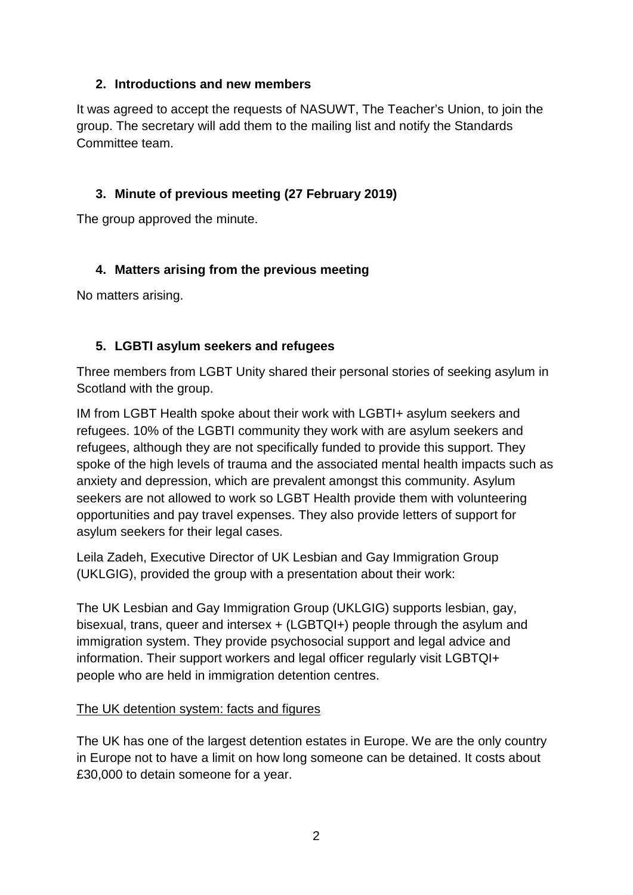## 2. Introductions and new members

It was agreed to accept the requests of NASUWT, The Teacher's Union, to join the group. The secretary will add them to the mailing list and notify the Standards Committee team.

## 3. Minute of previous meeting (27 February 2019)

The group approved the minute.

## 4. Matters arising from the previous meeting

No matters arising.

## 5. LGBTI asylum seekers and refugees

Three members from LGBT Unity shared their personal stories of seeking asylum in Scotland with the group.

IM from LGBT Health spoke about their work with LGBTI+ asylum seekers and refugees. 10% of the LGBTI community they work with are asylum seekers and refugees, although they are not specifically funded to provide this support. They spoke of the high levels of trauma and the associated mental health impacts such as anxiety and depression, which are prevalent amongst this community. Asylum seekers are not allowed to work so LGBT Health provide them with volunteering opportunities and pay travel expenses. They also provide letters of support for asylum seekers for their legal cases.

Leila Zadeh, Executive Director of UK Lesbian and Gay Immigration Group (UKLGIG), provided the group with a presentation about their work:

The UK Lesbian and Gay Immigration Group (UKLGIG) supports lesbian, gay, bisexual, trans, queer and intersex + (LGBTQI+) people through the asylum and immigration system. They provide psychosocial support and legal advice and information. Their support workers and legal officer regularly visit LGBTQI+ people who are held in immigration detention centres.

<u>The UK detention system: facts and figures</u>

The UK has one of the largest detention estates in Europe. We are the only country in Europe not to have a limit on how long someone can be detained. It costs about £30,000 to detain someone for a year.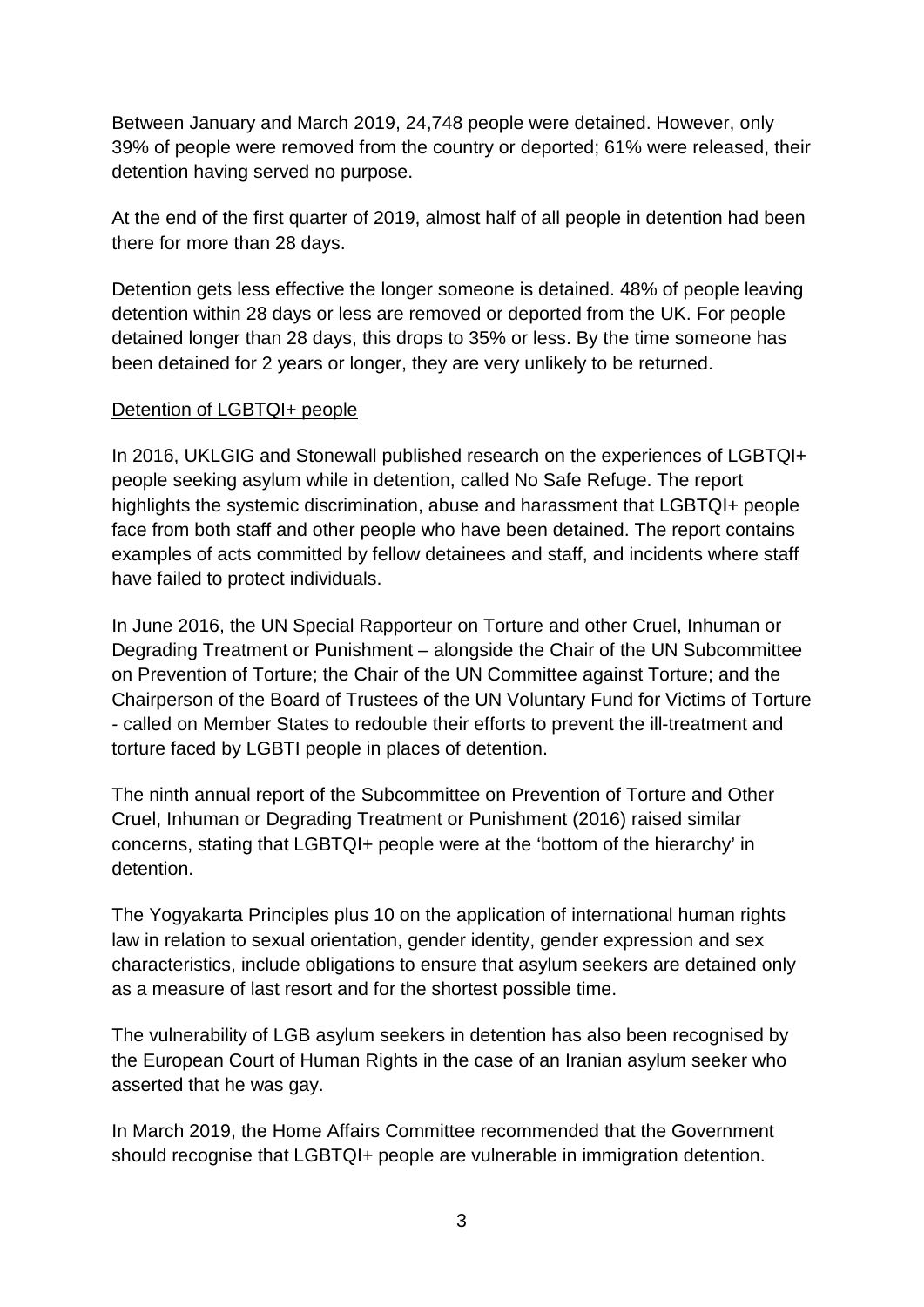Between January and March 2019, 24,748 people were detained. However, only 39% of people were removed from the country or deported; 61% were released, their detention having served no purpose.

At the end of the first quarter of 2019, almost half of all people in detention had been there for more than 28 days.

Detention gets less effective the longer someone is detained. 48% of people leaving detention within 28 days or less are removed or deported from the UK. For people detained longer than 28 days, this drops to 35% or less. By the time someone has been detained for 2 years or longer, they are very unlikely to be returned.

## Detention of LGBTQI+ people

In 2016, UKLGIG and Stonewall published research on the experiences of LGBTQI+ people seeking asylum while in detention, called No Safe Refuge. The report highlights the systemic discrimination, abuse and harassment that LGBTQI+ people face from both staff and other people who have been detained. The report contains examples of acts committed by fellow detainees and staff, and incidents where staff have failed to protect individuals.

In June 2016, the UN Special Rapporteur on Torture and other Cruel, Inhuman or Degrading Treatment or Punishment – alongside the Chair of the UN Subcommittee on Prevention of Torture; the Chair of the UN Committee against Torture; and the Chairperson of the Board of Trustees of the UN Voluntary Fund for Victims of Torture - called on Member States to redouble their efforts to prevent the ill-treatment and torture faced by LGBTI people in places of detention.

The ninth annual report of the Subcommittee on Prevention of Torture and Other Cruel, Inhuman or Degrading Treatment or Punishment (2016) raised similar concerns, stating that LGBTQI+ people were at the 'bottom of the hierarchy' in detention.

The Yogyakarta Principles plus 10 on the application of international human rights law in relation to sexual orientation, gender identity, gender expression and sex characteristics, include obligations to ensure that asylum seekers are detained only as a measure of last resort and for the shortest possible time.

The vulnerability of LGB asylum seekers in detention has also been recognised by the European Court of Human Rights in the case of an Iranian asylum seeker who asserted that he was gay.

In March 2019, the Home Affairs Committee recommended that the Government should recognise that LGBTQI+ people are vulnerable in immigration detention.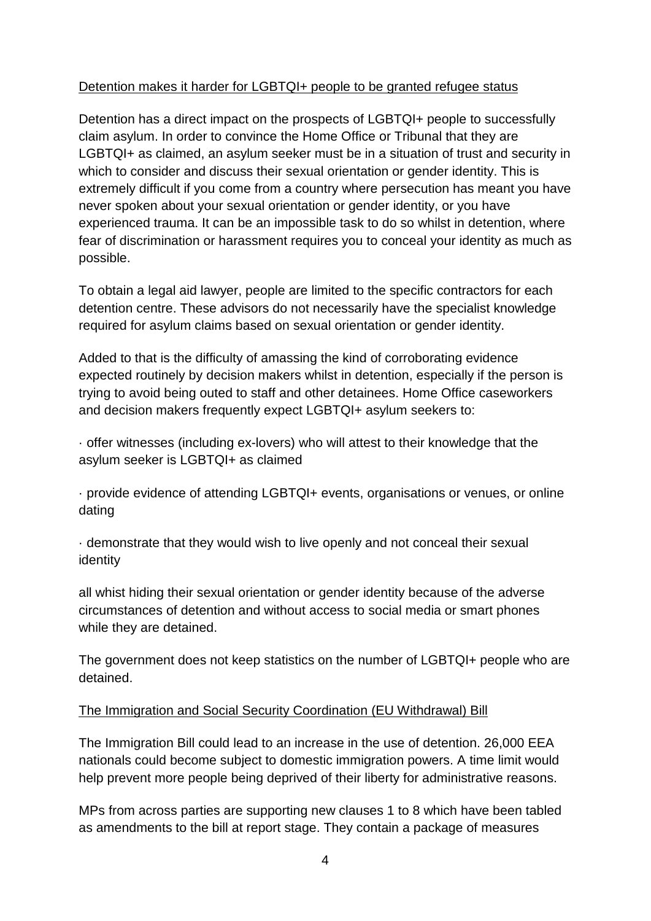<u>Detention makes it harder for LGBTQI+ people to be granted refugee status</u>

Detention has a direct impact on the prospects of LGBTQI+ people to successfully claim asylum. In order to convince the Home Office or Tribunal that they are LGBTQI+ as claimed, an asylum seeker must be in a situation of trust and security in which to consider and discuss their sexual orientation or gender identity. This is extremely difficult if you come from a country where persecution has meant you have never spoken about your sexual orientation or gender identity, or you have experienced trauma. It can be an impossible task to do so whilst in detention, where fear of discrimination or harassment requires you to conceal your identity as much as possible.

To obtain a legal aid lawyer, people are limited to the specific contractors for each detention centre. These advisors do not necessarily have the specialist knowledge required for asylum claims based on sexual orientation or gender identity.

Added to that is the difficulty of amassing the kind of corroborating evidence expected routinely by decision makers whilst in detention, especially if the person is trying to avoid being outed to staff and other detainees. Home Office caseworkers and decision makers frequently expect LGBTQI+ asylum seekers to:

- offer witnesses (including ex-lovers) who will attest to their knowledge that the asylum seeker is LGBTQI+ as claimed
- provide evidence of attending LGBTQI+ events, organisations or venues, or online dating
- demonstrate that they would wish to live openly and not conceal their sexual identity

all whist hiding their sexual orientation or gender identity because of the adverse circumstances of detention and without access to social media or smart phones while they are detained.

The government does not keep statistics on the number of LGBTQI+ people who are detained.

<u>The Immigration and Social Security Coordination (EU Withdrawal) Bill</u>

The Immigration Bill could lead to an increase in the use of detention. 26,000 EEA nationals could become subject to domestic immigration powers. A time limit would help prevent more people being deprived of their liberty for administrative reasons.

MPs from across parties are supporting new clauses 1 to 8 which have been tabled as amendments to the bill at report stage. They contain a package of measures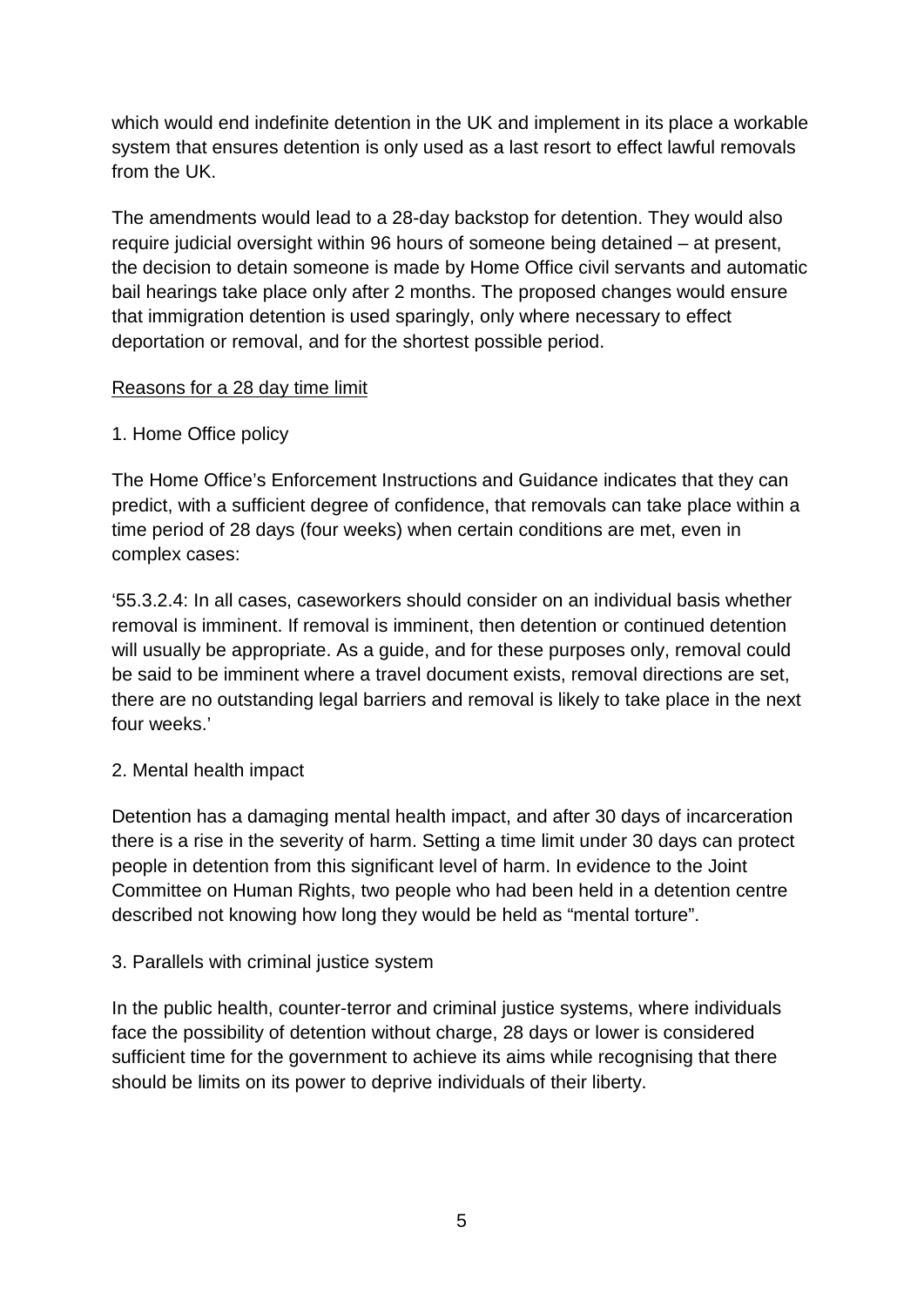which would end indefinite detention in the UK and implement in its place a workable system that ensures detention is only used as a last resort to effect lawful removals from the UK.

The amendments would lead to a 28-day backstop for detention. They would also require judicial oversight within 96 hours of someone being detained – at present, the decision to detain someone is made by Home Office civil servants and automatic bail hearings take place only after 2 months. The proposed changes would ensure that immigration detention is used sparingly, only where necessary to effect deportation or removal, and for the shortest possible period.

<u>Reasons for a 28 day time limit</u>

1. Home Office policy

The Home Office's Enforcement Instructions and Guidance indicates that they can predict, with a sufficient degree of confidence, that removals can take place within a time period of 28 days (four weeks) when certain conditions are met, even in complex cases:

'55.3.2.4: In all cases, caseworkers should consider on an individual basis whether removal is imminent. If removal is imminent, then detention or continued detention will usually be appropriate. As a guide, and for these purposes only, removal could be said to be imminent where a travel document exists, removal directions are set, there are no outstanding legal barriers and removal is likely to take place in the next four weeks.'

2. Mental health impact

Detention has a damaging mental health impact, and after 30 days of incarceration there is a rise in the severity of harm. Setting a time limit under 30 days can protect people in detention from this significant level of harm. In evidence to the Joint Committee on Human Rights, two people who had been held in a detention centre described not knowing how long they would be held as "mental torture".

3. Parallels with criminal justice system

In the public health, counter-terror and criminal justice systems, where individuals face the possibility of detention without charge, 28 days or lower is considered sufficient time for the government to achieve its aims while recognising that there should be limits on its power to deprive individuals of their liberty.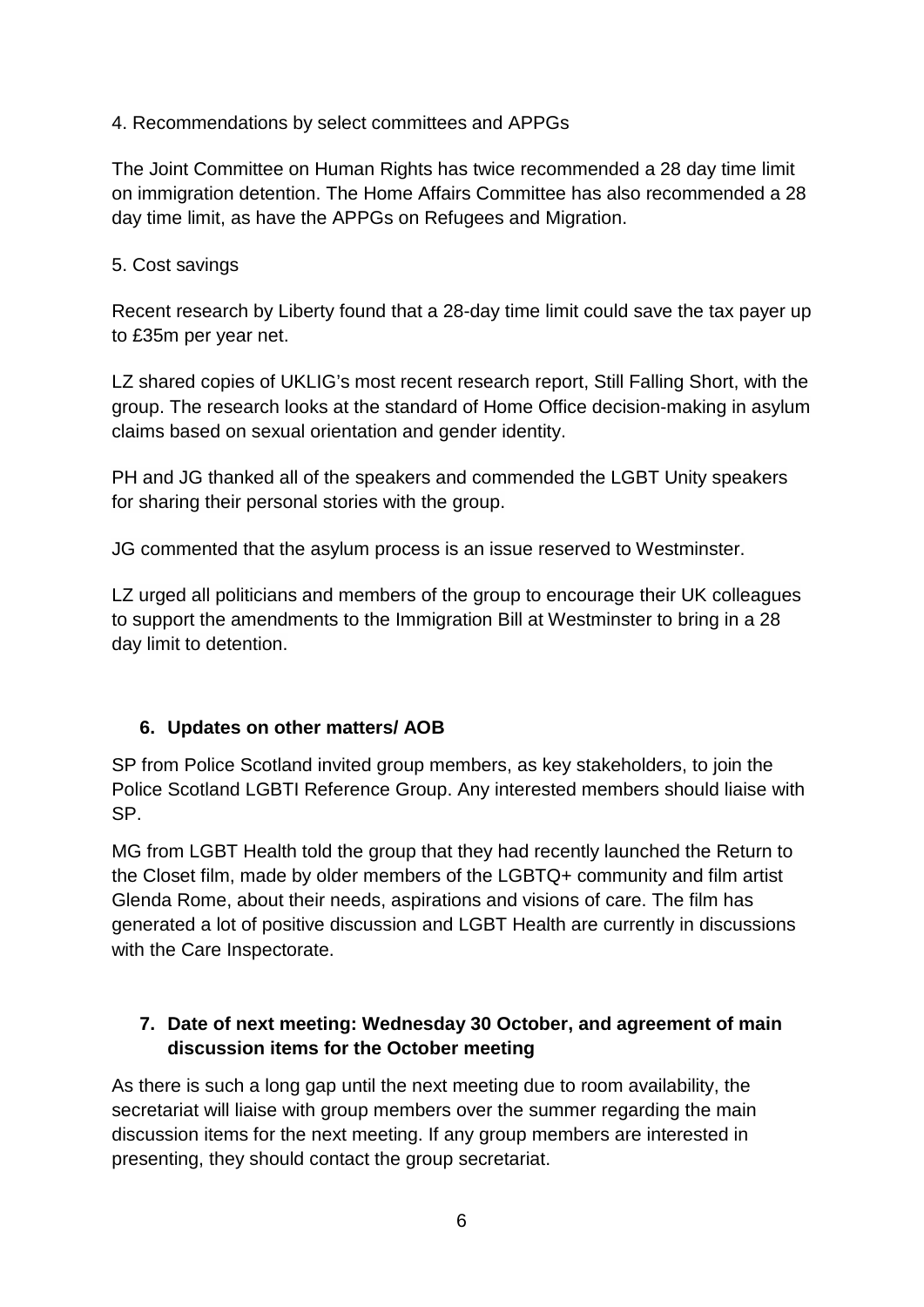4. Recommendations by select committees and APPGs

The Joint Committee on Human Rights has twice recommended a 28 day time limit on immigration detention. The Home Affairs Committee has also recommended a 28 day time limit, as have the APPGs on Refugees and Migration.

5. Cost savings

Recent research by Liberty found that a 28-day time limit could save the tax payer up to £35m per year net.

LZ shared copies of UKLIG's most recent research report, Still Falling Short, with the group. The research looks at the standard of Home Office decision-making in asylum claims based on sexual orientation and gender identity.

PH and JG thanked all of the speakers and commended the LGBT Unity speakers for sharing their personal stories with the group.

JG commented that the asylum process is an issue reserved to Westminster.

LZ urged all politicians and members of the group to encourage their UK colleagues to support the amendments to the Immigration Bill at Westminster to bring in a 28 day limit to detention.

## 6. Updates on other matters/ AOB

SP from Police Scotland invited group members, as key stakeholders, to join the Police Scotland LGBTI Reference Group. Any interested members should liaise with SP.

MG from LGBT Health told the group that they had recently launched the Return to the Closet film, made by older members of the LGBTQ+ community and film artist Glenda Rome, about their needs, aspirations and visions of care. The film has generated a lot of positive discussion and LGBT Health are currently in discussions with the Care Inspectorate.

## 7. Date of next meeting: Wednesday 30 October, and agreement of main discussion items for the October meeting

As there is such a long gap until the next meeting due to room availability, the secretariat will liaise with group members over the summer regarding the main discussion items for the next meeting. If any group members are interested in presenting, they should contact the group secretariat.